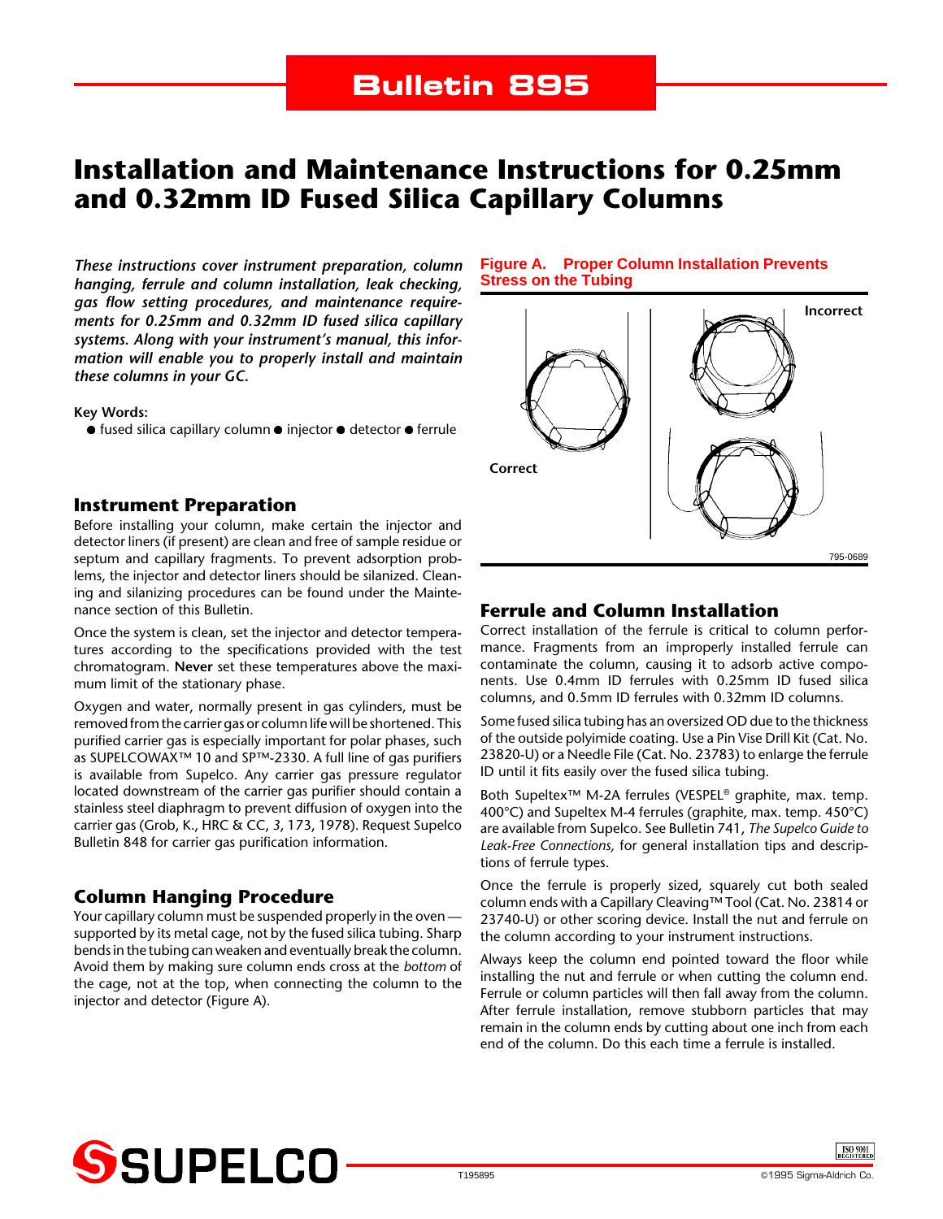# Bulletin 895

# Installation and Maintenance Instructions for 0.25mm and 0.32mm ID Fused Silica Capillary Columns

***These instructions cover instrument preparation, column hanging, ferrule and column installation, leak checking, gas flow setting procedures, and maintenance requirements for 0.25mm and 0.32mm ID fused silica capillary systems. Along with your instrument's manual, this information will enable you to properly install and maintain these columns in your GC.***

**Key Words:**

- fused silica capillary column ● injector ● detector ● ferrule

## Instrument Preparation

Before installing your column, make certain the injector and detector liners (if present) are clean and free of sample residue or septum and capillary fragments. To prevent adsorption problems, the injector and detector liners should be silanized. Cleaning and silanizing procedures can be found under the Maintenance section of this Bulletin.

Once the system is clean, set the injector and detector temperatures according to the specifications provided with the test chromatogram. **Never** set these temperatures above the maximum limit of the stationary phase.

Oxygen and water, normally present in gas cylinders, must be removed from the carrier gas or column life will be shortened. This purified carrier gas is especially important for polar phases, such as SUPELCOWAX™ 10 and SP™-2330. A full line of gas purifiers is available from Supelco. Any carrier gas pressure regulator located downstream of the carrier gas purifier should contain a stainless steel diaphragm to prevent diffusion of oxygen into the carrier gas (Grob, K., HRC & CC, *3*, 173, 1978). Request Supelco Bulletin 848 for carrier gas purification information.

## Column Hanging Procedure

Your capillary column must be suspended properly in the oven — supported by its metal cage, not by the fused silica tubing. Sharp bends in the tubing can weaken and eventually break the column. Avoid them by making sure column ends cross at the *bottom* of the cage, not at the top, when connecting the column to the injector and detector (Figure A).

**Figure A. Proper Column Installation Prevents Stress on the Tubing**

Correct | Incorrect

795-0689

## Ferrule and Column Installation

Correct installation of the ferrule is critical to column performance. Fragments from an improperly installed ferrule can contaminate the column, causing it to adsorb active components. Use 0.4mm ID ferrules with 0.25mm ID fused silica columns, and 0.5mm ID ferrules with 0.32mm ID columns.

Some fused silica tubing has an oversized OD due to the thickness of the outside polyimide coating. Use a Pin Vise Drill Kit (Cat. No. 23820-U) or a Needle File (Cat. No. 23783) to enlarge the ferrule ID until it fits easily over the fused silica tubing.

Both Supeltex™ M-2A ferrules (VESPEL® graphite, max. temp. 400°C) and Supeltex M-4 ferrules (graphite, max. temp. 450°C) are available from Supelco. See Bulletin 741, *The Supelco Guide to Leak-Free Connections,* for general installation tips and descriptions of ferrule types.

Once the ferrule is properly sized, squarely cut both sealed column ends with a Capillary Cleaving™ Tool (Cat. No. 23814 or 23740-U) or other scoring device. Install the nut and ferrule on the column according to your instrument instructions.

Always keep the column end pointed toward the floor while installing the nut and ferrule or when cutting the column end. Ferrule or column particles will then fall away from the column. After ferrule installation, remove stubborn particles that may remain in the column ends by cutting about one inch from each end of the column. Do this each time a ferrule is installed.

SUPELCO

T195895

©1995 Sigma-Aldrich Co.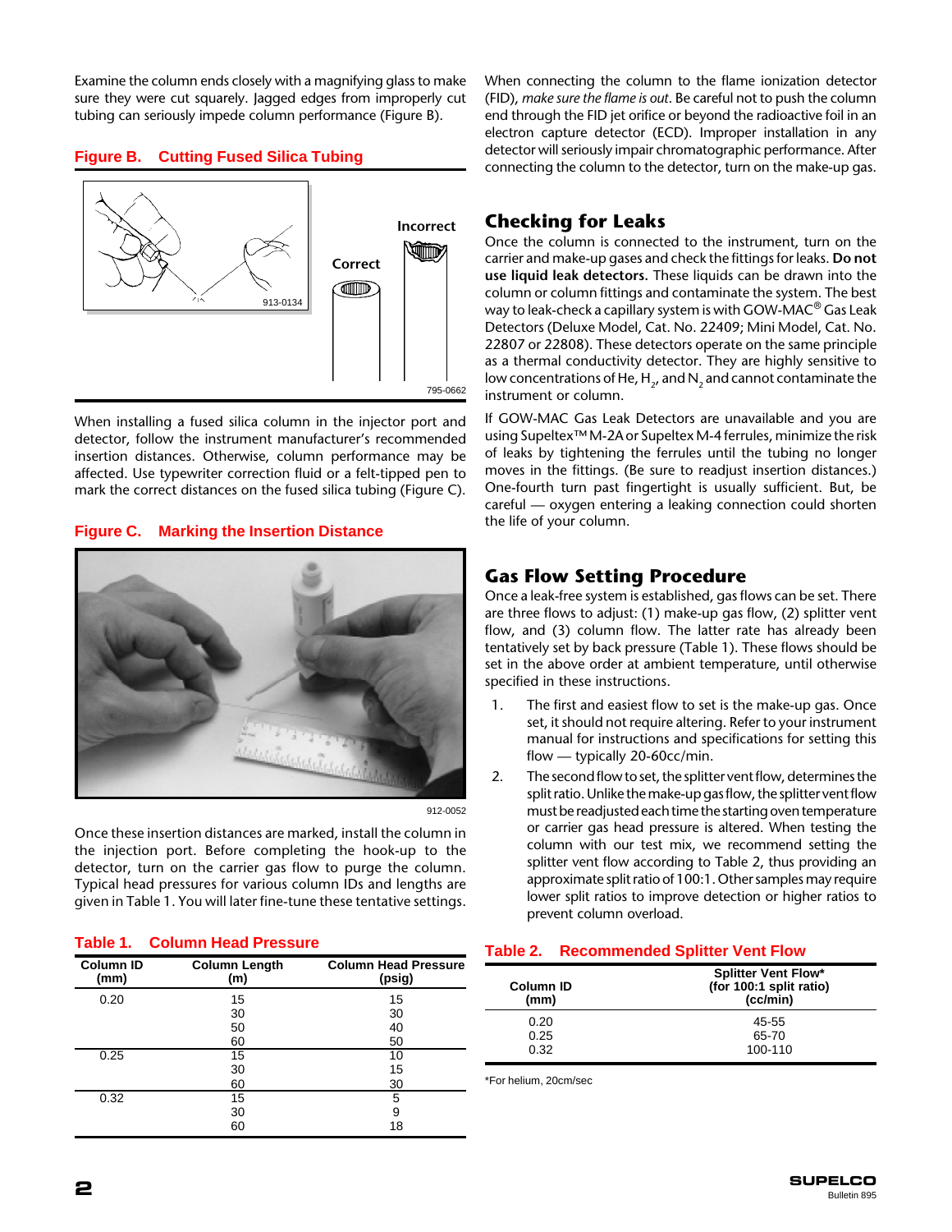Examine the column ends closely with a magnifying glass to make sure they were cut squarely. Jagged edges from improperly cut tubing can seriously impede column performance (Figure B).

**Figure B. Cutting Fused Silica Tubing**

Correct

Incorrect

913-0134

795-0662

When installing a fused silica column in the injector port and detector, follow the instrument manufacturer's recommended insertion distances. Otherwise, column performance may be affected. Use typewriter correction fluid or a felt-tipped pen to mark the correct distances on the fused silica tubing (Figure C).

**Figure C. Marking the Insertion Distance**

912-0052

Once these insertion distances are marked, install the column in the injection port. Before completing the hook-up to the detector, turn on the carrier gas flow to purge the column. Typical head pressures for various column IDs and lengths are given in Table 1. You will later fine-tune these tentative settings.

**Table 1. Column Head Pressure**

| Column ID (mm) | Column Length (m) | Column Head Pressure (psig) |
|---|---|---|
| 0.20 | 15 | 15 |
| | 30 | 30 |
| | 50 | 40 |
| | 60 | 50 |
| 0.25 | 15 | 10 |
| | 30 | 15 |
| | 60 | 30 |
| 0.32 | 15 | 5 |
| | 30 | 9 |
| | 60 | 18 |

When connecting the column to the flame ionization detector (FID), *make sure the flame is out*. Be careful not to push the column end through the FID jet orifice or beyond the radioactive foil in an electron capture detector (ECD). Improper installation in any detector will seriously impair chromatographic performance. After connecting the column to the detector, turn on the make-up gas.

## Checking for Leaks

Once the column is connected to the instrument, turn on the carrier and make-up gases and check the fittings for leaks. **Do not use liquid leak detectors.** These liquids can be drawn into the column or column fittings and contaminate the system. The best way to leak-check a capillary system is with GOW-MAC® Gas Leak Detectors (Deluxe Model, Cat. No. 22409; Mini Model, Cat. No. 22807 or 22808). These detectors operate on the same principle as a thermal conductivity detector. They are highly sensitive to low concentrations of He, $H_2$, and $N_2$ and cannot contaminate the instrument or column.

If GOW-MAC Gas Leak Detectors are unavailable and you are using Supeltex™ M-2A or Supeltex M-4 ferrules, minimize the risk of leaks by tightening the ferrules until the tubing no longer moves in the fittings. (Be sure to readjust insertion distances.) One-fourth turn past fingertight is usually sufficient. But, be careful — oxygen entering a leaking connection could shorten the life of your column.

## Gas Flow Setting Procedure

Once a leak-free system is established, gas flows can be set. There are three flows to adjust: (1) make-up gas flow, (2) splitter vent flow, and (3) column flow. The latter rate has already been tentatively set by back pressure (Table 1). These flows should be set in the above order at ambient temperature, until otherwise specified in these instructions.

1. The first and easiest flow to set is the make-up gas. Once set, it should not require altering. Refer to your instrument manual for instructions and specifications for setting this flow — typically 20-60cc/min.
2. The second flow to set, the splitter vent flow, determines the split ratio. Unlike the make-up gas flow, the splitter vent flow must be readjusted each time the starting oven temperature or carrier gas head pressure is altered. When testing the column with our test mix, we recommend setting the splitter vent flow according to Table 2, thus providing an approximate split ratio of 100:1. Other samples may require lower split ratios to improve detection or higher ratios to prevent column overload.

**Table 2. Recommended Splitter Vent Flow**

| Column ID (mm) | Splitter Vent Flow* (for 100:1 split ratio) (cc/min) |
|---|---|
| 0.20 | 45-55 |
| 0.25 | 65-70 |
| 0.32 | 100-110 |

*For helium, 20cm/sec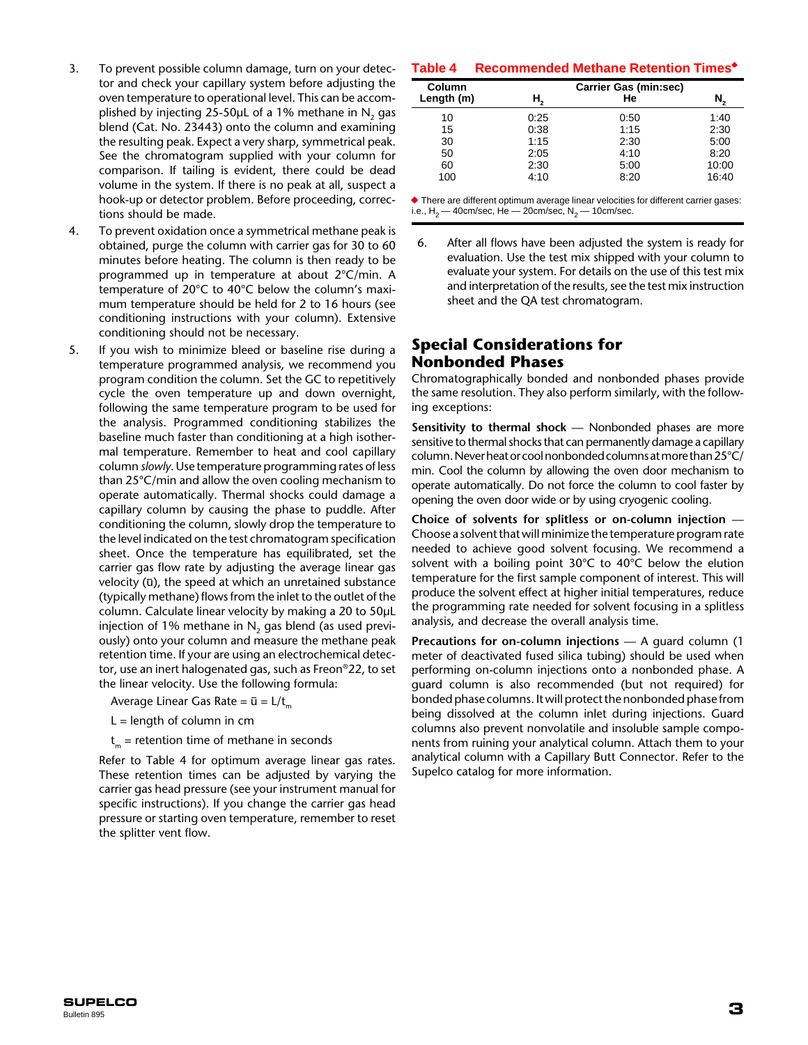3. To prevent possible column damage, turn on your detector and check your capillary system before adjusting the oven temperature to operational level. This can be accomplished by injecting 25-50µL of a 1% methane in $N_2$ gas blend (Cat. No. 23443) onto the column and examining the resulting peak. Expect a very sharp, symmetrical peak. See the chromatogram supplied with your column for comparison. If tailing is evident, there could be dead volume in the system. If there is no peak at all, suspect a hook-up or detector problem. Before proceeding, corrections should be made.

4. To prevent oxidation once a symmetrical methane peak is obtained, purge the column with carrier gas for 30 to 60 minutes before heating. The column is then ready to be programmed up in temperature at about 2°C/min. A temperature of 20°C to 40°C below the column's maximum temperature should be held for 2 to 16 hours (see conditioning instructions with your column). Extensive conditioning should not be necessary.

5. If you wish to minimize bleed or baseline rise during a temperature programmed analysis, we recommend you program condition the column. Set the GC to repetitively cycle the oven temperature up and down overnight, following the same temperature program to be used for the analysis. Programmed conditioning stabilizes the baseline much faster than conditioning at a high isothermal temperature. Remember to heat and cool capillary column *slowly*. Use temperature programming rates of less than 25°C/min and allow the oven cooling mechanism to operate automatically. Thermal shocks could damage a capillary column by causing the phase to puddle. After conditioning the column, slowly drop the temperature to the level indicated on the test chromatogram specification sheet. Once the temperature has equilibrated, set the carrier gas flow rate by adjusting the average linear gas velocity ($\bar{u}$), the speed at which an unretained substance (typically methane) flows from the inlet to the outlet of the column. Calculate linear velocity by making a 20 to 50µL injection of 1% methane in $N_2$ gas blend (as used previously) onto your column and measure the methane peak retention time. If your are using an electrochemical detector, use an inert halogenated gas, such as Freon®22, to set the linear velocity. Use the following formula:

   Average Linear Gas Rate = $\bar{u} = L/t_m$

   L = length of column in cm

   $t_m$ = retention time of methane in seconds

   Refer to Table 4 for optimum average linear gas rates. These retention times can be adjusted by varying the carrier gas head pressure (see your instrument manual for specific instructions). If you change the carrier gas head pressure or starting oven temperature, remember to reset the splitter vent flow.

**Table 4 Recommended Methane Retention Times◆**

| Column Length (m) | Carrier Gas (min:sec) | | |
|---|---|---|---|
| | $H_2$ | He | $N_2$ |
| 10 | 0:25 | 0:50 | 1:40 |
| 15 | 0:38 | 1:15 | 2:30 |
| 30 | 1:15 | 2:30 | 5:00 |
| 50 | 2:05 | 4:10 | 8:20 |
| 60 | 2:30 | 5:00 | 10:00 |
| 100 | 4:10 | 8:20 | 16:40 |

◆ There are different optimum average linear velocities for different carrier gases: i.e., $H_2$ — 40cm/sec, He — 20cm/sec, $N_2$ — 10cm/sec.

6. After all flows have been adjusted the system is ready for evaluation. Use the test mix shipped with your column to evaluate your system. For details on the use of this test mix and interpretation of the results, see the test mix instruction sheet and the QA test chromatogram.

## Special Considerations for Nonbonded Phases

Chromatographically bonded and nonbonded phases provide the same resolution. They also perform similarly, with the following exceptions:

**Sensitivity to thermal shock** — Nonbonded phases are more sensitive to thermal shocks that can permanently damage a capillary column. Never heat or cool nonbonded columns at more than 25°C/min. Cool the column by allowing the oven door mechanism to operate automatically. Do not force the column to cool faster by opening the oven door wide or by using cryogenic cooling.

**Choice of solvents for splitless or on-column injection** — Choose a solvent that will minimize the temperature program rate needed to achieve good solvent focusing. We recommend a solvent with a boiling point 30°C to 40°C below the elution temperature for the first sample component of interest. This will produce the solvent effect at higher initial temperatures, reduce the programming rate needed for solvent focusing in a splitless analysis, and decrease the overall analysis time.

**Precautions for on-column injections** — A guard column (1 meter of deactivated fused silica tubing) should be used when performing on-column injections onto a nonbonded phase. A guard column is also recommended (but not required) for bonded phase columns. It will protect the nonbonded phase from being dissolved at the column inlet during injections. Guard columns also prevent nonvolatile and insoluble sample components from ruining your analytical column. Attach them to your analytical column with a Capillary Butt Connector. Refer to the Supelco catalog for more information.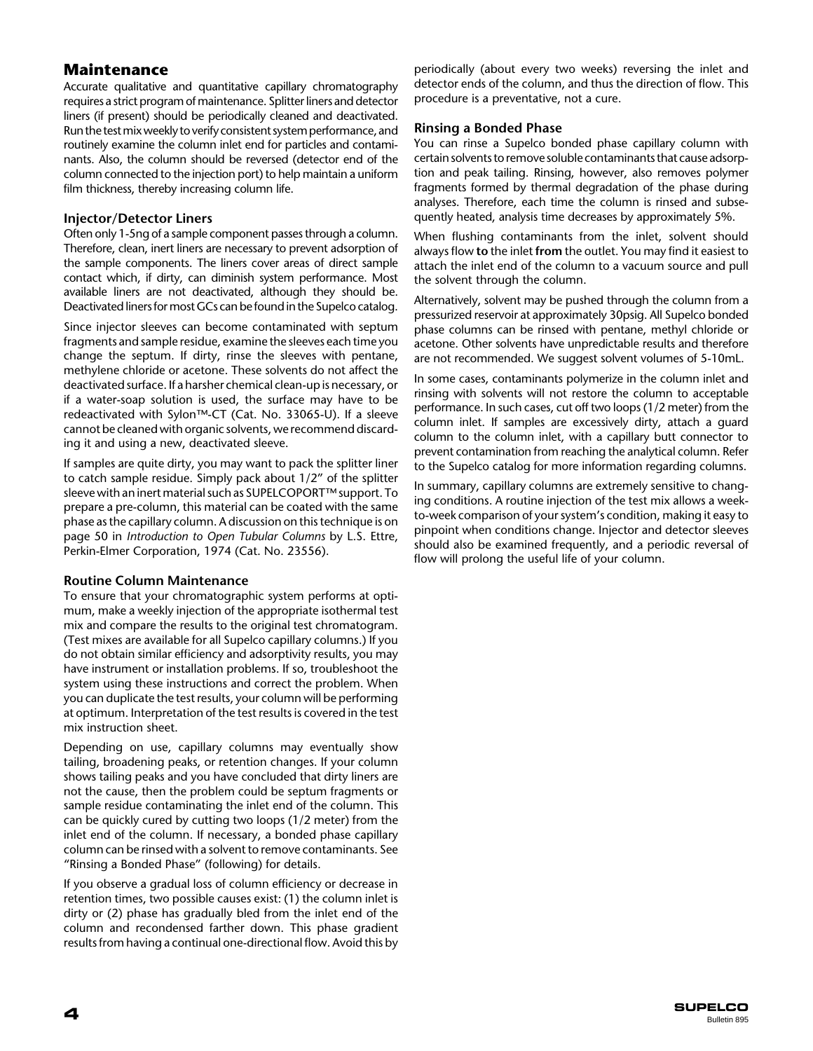## Maintenance

Accurate qualitative and quantitative capillary chromatography requires a strict program of maintenance. Splitter liners and detector liners (if present) should be periodically cleaned and deactivated. Run the test mix weekly to verify consistent system performance, and routinely examine the column inlet end for particles and contaminants. Also, the column should be reversed (detector end of the column connected to the injection port) to help maintain a uniform film thickness, thereby increasing column life.

### Injector/Detector Liners

Often only 1-5ng of a sample component passes through a column. Therefore, clean, inert liners are necessary to prevent adsorption of the sample components. The liners cover areas of direct sample contact which, if dirty, can diminish system performance. Most available liners are not deactivated, although they should be. Deactivated liners for most GCs can be found in the Supelco catalog.

Since injector sleeves can become contaminated with septum fragments and sample residue, examine the sleeves each time you change the septum. If dirty, rinse the sleeves with pentane, methylene chloride or acetone. These solvents do not affect the deactivated surface. If a harsher chemical clean-up is necessary, or if a water-soap solution is used, the surface may have to be redeactivated with Sylon™-CT (Cat. No. 33065-U). If a sleeve cannot be cleaned with organic solvents, we recommend discarding it and using a new, deactivated sleeve.

If samples are quite dirty, you may want to pack the splitter liner to catch sample residue. Simply pack about 1/2" of the splitter sleeve with an inert material such as SUPELCOPORT™ support. To prepare a pre-column, this material can be coated with the same phase as the capillary column. A discussion on this technique is on page 50 in *Introduction to Open Tubular Columns* by L.S. Ettre, Perkin-Elmer Corporation, 1974 (Cat. No. 23556).

### Routine Column Maintenance

To ensure that your chromatographic system performs at optimum, make a weekly injection of the appropriate isothermal test mix and compare the results to the original test chromatogram. (Test mixes are available for all Supelco capillary columns.) If you do not obtain similar efficiency and adsorptivity results, you may have instrument or installation problems. If so, troubleshoot the system using these instructions and correct the problem. When you can duplicate the test results, your column will be performing at optimum. Interpretation of the test results is covered in the test mix instruction sheet.

Depending on use, capillary columns may eventually show tailing, broadening peaks, or retention changes. If your column shows tailing peaks and you have concluded that dirty liners are not the cause, then the problem could be septum fragments or sample residue contaminating the inlet end of the column. This can be quickly cured by cutting two loops (1/2 meter) from the inlet end of the column. If necessary, a bonded phase capillary column can be rinsed with a solvent to remove contaminants. See "Rinsing a Bonded Phase" (following) for details.

If you observe a gradual loss of column efficiency or decrease in retention times, two possible causes exist: (1) the column inlet is dirty or (2) phase has gradually bled from the inlet end of the column and recondensed farther down. This phase gradient results from having a continual one-directional flow. Avoid this by periodically (about every two weeks) reversing the inlet and detector ends of the column, and thus the direction of flow. This procedure is a preventative, not a cure.

### Rinsing a Bonded Phase

You can rinse a Supelco bonded phase capillary column with certain solvents to remove soluble contaminants that cause adsorption and peak tailing. Rinsing, however, also removes polymer fragments formed by thermal degradation of the phase during analyses. Therefore, each time the column is rinsed and subsequently heated, analysis time decreases by approximately 5%.

When flushing contaminants from the inlet, solvent should always flow **to** the inlet **from** the outlet. You may find it easiest to attach the inlet end of the column to a vacuum source and pull the solvent through the column.

Alternatively, solvent may be pushed through the column from a pressurized reservoir at approximately 30psig. All Supelco bonded phase columns can be rinsed with pentane, methyl chloride or acetone. Other solvents have unpredictable results and therefore are not recommended. We suggest solvent volumes of 5-10mL.

In some cases, contaminants polymerize in the column inlet and rinsing with solvents will not restore the column to acceptable performance. In such cases, cut off two loops (1/2 meter) from the column inlet. If samples are excessively dirty, attach a guard column to the column inlet, with a capillary butt connector to prevent contamination from reaching the analytical column. Refer to the Supelco catalog for more information regarding columns.

In summary, capillary columns are extremely sensitive to changing conditions. A routine injection of the test mix allows a week-to-week comparison of your system's condition, making it easy to pinpoint when conditions change. Injector and detector sleeves should also be examined frequently, and a periodic reversal of flow will prolong the useful life of your column.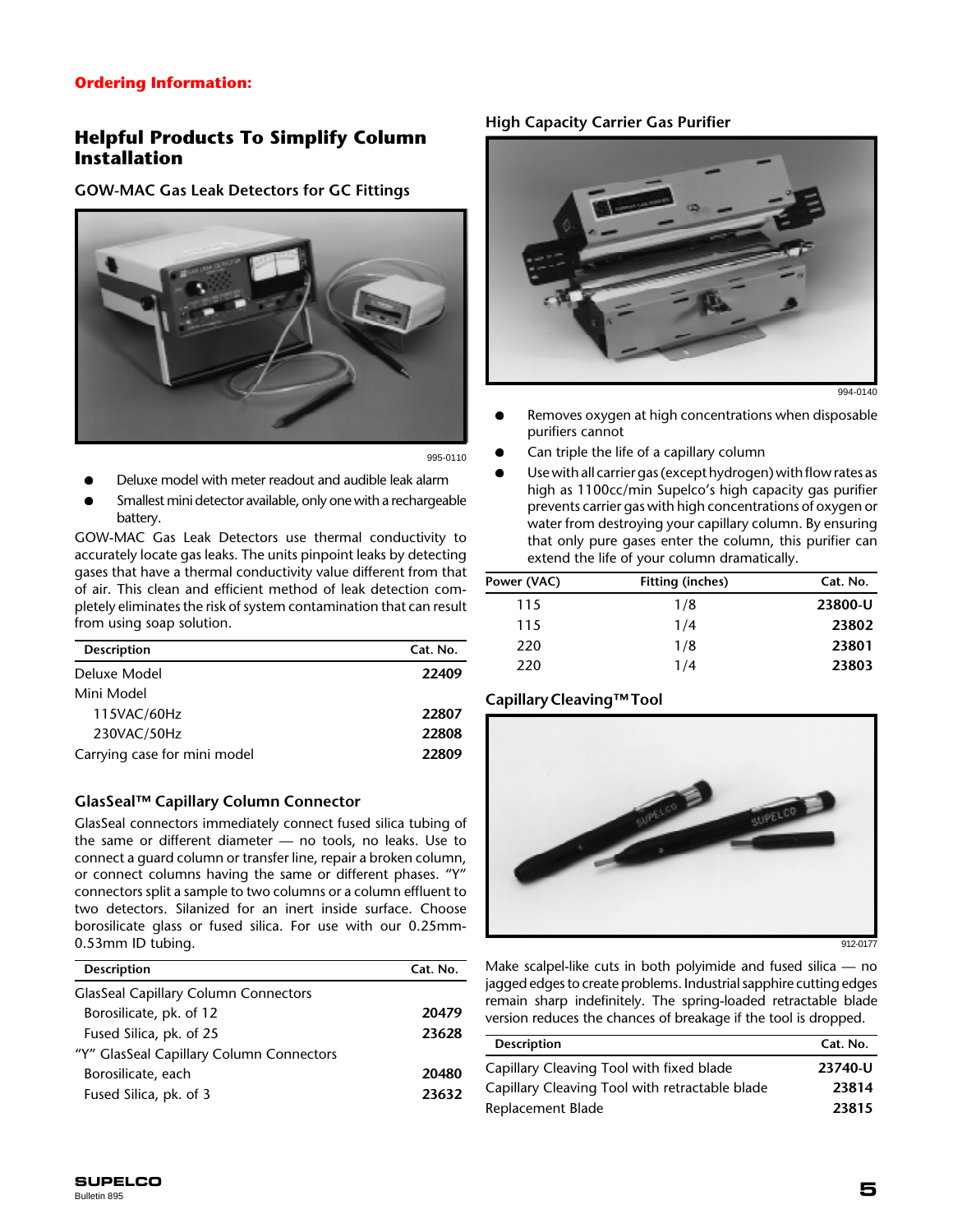**Ordering Information:**

## Helpful Products To Simplify Column Installation

### GOW-MAC Gas Leak Detectors for GC Fittings

995-0110

- Deluxe model with meter readout and audible leak alarm
- Smallest mini detector available, only one with a rechargeable battery.

GOW-MAC Gas Leak Detectors use thermal conductivity to accurately locate gas leaks. The units pinpoint leaks by detecting gases that have a thermal conductivity value different from that of air. This clean and efficient method of leak detection completely eliminates the risk of system contamination that can result from using soap solution.

| Description | Cat. No. |
|---|---|
| Deluxe Model | **22409** |
| Mini Model | |
| 115VAC/60Hz | **22807** |
| 230VAC/50Hz | **22808** |
| Carrying case for mini model | **22809** |

### GlasSeal™ Capillary Column Connector

GlasSeal connectors immediately connect fused silica tubing of the same or different diameter — no tools, no leaks. Use to connect a guard column or transfer line, repair a broken column, or connect columns having the same or different phases. "Y" connectors split a sample to two columns or a column effluent to two detectors. Silanized for an inert inside surface. Choose borosilicate glass or fused silica. For use with our 0.25mm-0.53mm ID tubing.

| Description | Cat. No. |
|---|---|
| GlasSeal Capillary Column Connectors | |
| Borosilicate, pk. of 12 | **20479** |
| Fused Silica, pk. of 25 | **23628** |
| "Y" GlasSeal Capillary Column Connectors | |
| Borosilicate, each | **20480** |
| Fused Silica, pk. of 3 | **23632** |

### High Capacity Carrier Gas Purifier

994-0140

- Removes oxygen at high concentrations when disposable purifiers cannot
- Can triple the life of a capillary column
- Use with all carrier gas (except hydrogen) with flow rates as high as 1100cc/min Supelco's high capacity gas purifier prevents carrier gas with high concentrations of oxygen or water from destroying your capillary column. By ensuring that only pure gases enter the column, this purifier can extend the life of your column dramatically.

| Power (VAC) | Fitting (inches) | Cat. No. |
|---|---|---|
| 115 | 1/8 | **23800-U** |
| 115 | 1/4 | **23802** |
| 220 | 1/8 | **23801** |
| 220 | 1/4 | **23803** |

### Capillary Cleaving™ Tool

912-0177

Make scalpel-like cuts in both polyimide and fused silica — no jagged edges to create problems. Industrial sapphire cutting edges remain sharp indefinitely. The spring-loaded retractable blade version reduces the chances of breakage if the tool is dropped.

| Description | Cat. No. |
|---|---|
| Capillary Cleaving Tool with fixed blade | **23740-U** |
| Capillary Cleaving Tool with retractable blade | **23814** |
| Replacement Blade | **23815** |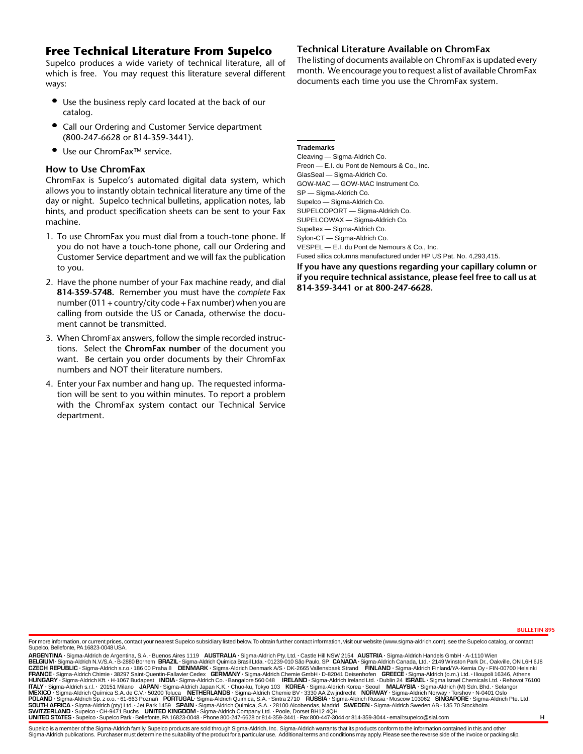## Free Technical Literature From Supelco

Supelco produces a wide variety of technical literature, all of which is free. You may request this literature several different ways:

- Use the business reply card located at the back of our catalog.
- Call our Ordering and Customer Service department (800-247-6628 or 814-359-3441).
- Use our ChromFax™ service.

### How to Use ChromFax

ChromFax is Supelco's automated digital data system, which allows you to instantly obtain technical literature any time of the day or night. Supelco technical bulletins, application notes, lab hints, and product specification sheets can be sent to your Fax machine.

1. To use ChromFax you must dial from a touch-tone phone. If you do not have a touch-tone phone, call our Ordering and Customer Service department and we will fax the publication to you.
2. Have the phone number of your Fax machine ready, and dial **814-359-5748.** Remember you must have the *complete* Fax number (011 + country/city code + Fax number) when you are calling from outside the US or Canada, otherwise the document cannot be transmitted.
3. When ChromFax answers, follow the simple recorded instructions. Select the **ChromFax number** of the document you want. Be certain you order documents by their ChromFax numbers and NOT their literature numbers.
4. Enter your Fax number and hang up. The requested information will be sent to you within minutes. To report a problem with the ChromFax system contact our Technical Service department.

### Technical Literature Available on ChromFax

The listing of documents available on ChromFax is updated every month. We encourage you to request a list of available ChromFax documents each time you use the ChromFax system.

**Trademarks**

Cleaving — Sigma-Aldrich Co.
Freon — E.I. du Pont de Nemours & Co., Inc.
GlasSeal — Sigma-Aldrich Co.
GOW-MAC — GOW-MAC Instrument Co.
SP — Sigma-Aldrich Co.
Supelco — Sigma-Aldrich Co.
SUPELCOPORT — Sigma-Aldrich Co.
SUPELCOWAX — Sigma-Aldrich Co.
Supeltex — Sigma-Aldrich Co.
Sylon-CT — Sigma-Aldrich Co.
VESPEL — E.I. du Pont de Nemours & Co., Inc.
Fused silica columns manufactured under HP US Pat. No. 4,293,415.

**If you have any questions regarding your capillary column or if you require technical assistance, please feel free to call us at 814-359-3441 or at 800-247-6628.**

BULLETIN 895

For more information, or current prices, contact your nearest Supelco subsidiary listed below. To obtain further contact information, visit our website (www.sigma-aldrich.com), see the Supelco catalog, or contact Supelco, Bellefonte, PA 16823-0048 USA.

**ARGENTINA** · Sigma-Aldrich de Argentina, S.A. · Buenos Aires 1119 **AUSTRALIA** · Sigma-Aldrich Pty. Ltd. · Castle Hill NSW 2154 **AUSTRIA** · Sigma-Aldrich Handels GmbH · A-1110 Wien
**BELGIUM** · Sigma-Aldrich N.V./S.A. · B-2880 Bornem **BRAZIL** · Sigma-Aldrich Quimica Brasil Ltda. · 01239-010 São Paulo, SP **CANADA** · Sigma-Aldrich Canada, Ltd. · 2149 Winston Park Dr., Oakville, ON L6H 6J8
**CZECH REPUBLIC** · Sigma-Aldrich s.r.o.· 186 00 Praha 8 **DENMARK** · Sigma-Aldrich Denmark A/S · DK-2665 Vallensbaek Strand **FINLAND** · Sigma-Aldrich Finland/YA-Kemia Oy · FIN-00700 Helsinki
**FRANCE** · Sigma-Aldrich Chimie · 38297 Saint-Quentin-Fallavier Cedex **GERMANY** · Sigma-Aldrich Chemie GmbH · D-82041 Deisenhofen **GREECE** · Sigma-Aldrich (o.m.) Ltd. · Ilioupoli 16346, Athens
**HUNGARY** · Sigma-Aldrich Kft. · H-1067 Budapest **INDIA** · Sigma-Aldrich Co. · Bangalore 560 048 **IRELAND** · Sigma-Aldrich Ireland Ltd. · Dublin 24 **ISRAEL** · Sigma Israel Chemicals Ltd. · Rehovot 76100
**ITALY** · Sigma-Aldrich s.r.l. · 20151 Milano **JAPAN** · Sigma-Aldrich Japan K.K. · Chuo-ku, Tokyo 103 **KOREA** · Sigma-Aldrich Korea · Seoul **MALAYSIA** · Sigma-Aldrich (M) Sdn. Bhd. · Selangor
**MEXICO** · Sigma-Aldrich Química S.A. de C.V. · 50200 Toluca **NETHERLANDS** · Sigma-Aldrich Chemie BV · 3330 AA Zwijndrecht **NORWAY** · Sigma-Aldrich Norway · Torshov · N-0401 Oslo
**POLAND** · Sigma-Aldrich Sp. z o.o. · 61-663 Poznañ **PORTUGAL** · Sigma-Aldrich Quimica, S.A. · Sintra 2710 **RUSSIA** · Sigma-Aldrich Russia · Moscow 103062 **SINGAPORE** · Sigma-Aldrich Pte. Ltd.
**SOUTH AFRICA** · Sigma-Aldrich (pty) Ltd. · Jet Park 1459 **SPAIN** · Sigma-Aldrich Quimica, S.A. · 28100 Alcobendas, Madrid **SWEDEN** · Sigma-Aldrich Sweden AB · 135 70 Stockholm
**SWITZERLAND** · Supelco · CH-9471 Buchs **UNITED KINGDOM** · Sigma-Aldrich Company Ltd. · Poole, Dorset BH12 4QH
**UNITED STATES** · Supelco · Supelco Park · Bellefonte, PA 16823-0048 · Phone 800-247-6628 or 814-359-3441 · Fax 800-447-3044 or 814-359-3044 · email:supelco@sial.com

H

Supelco is a member of the Sigma-Aldrich family. Supelco products are sold through Sigma-Aldrich, Inc. Sigma-Aldrich warrants that its products conform to the information contained in this and other Sigma-Aldrich publications. Purchaser must determine the suitability of the product for a particular use. Additional terms and conditions may apply. Please see the reverse side of the invoice or packing slip.